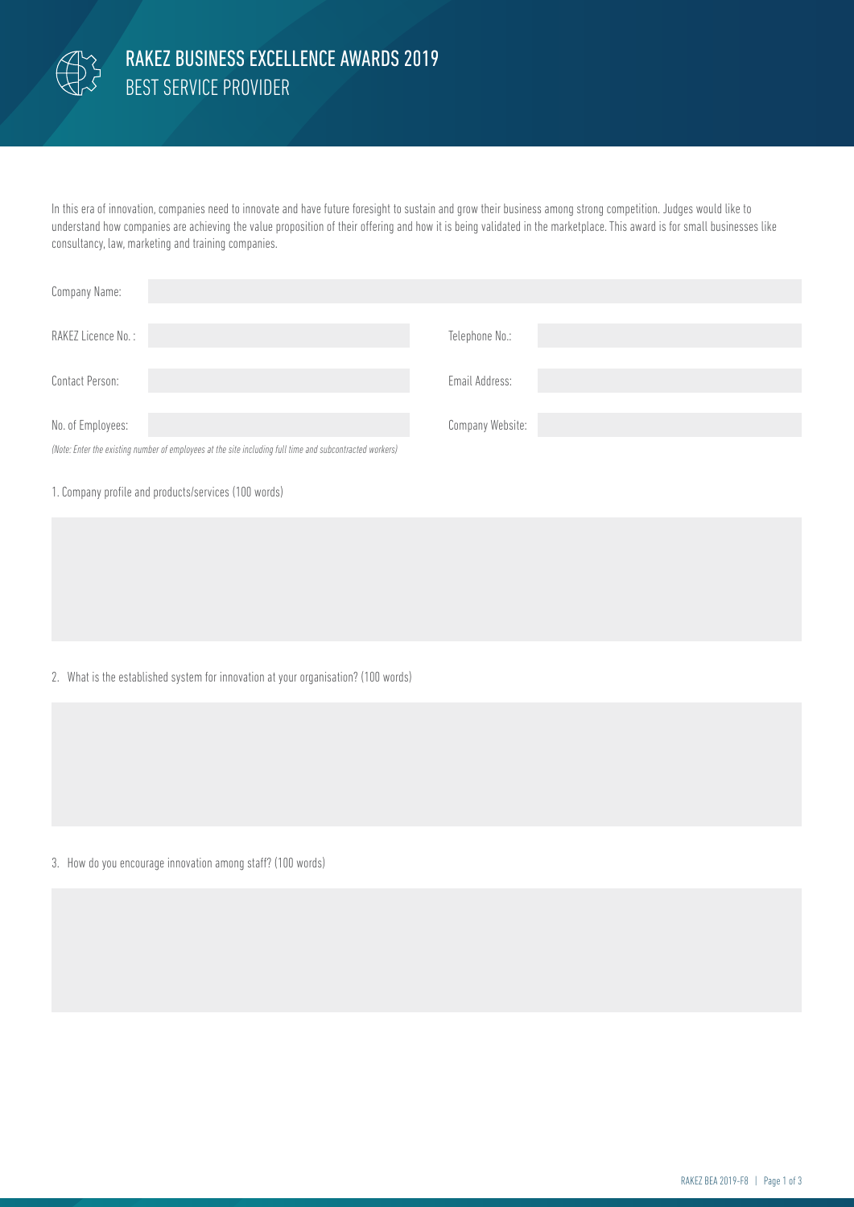# RAKEZ BUSINESS EXCELLENCE AWARDS 2019

## BEST SERVICE PROVIDER

In this era of innovation, companies need to innovate and have future foresight to sustain and grow their business among strong competition. Judges would like to understand how companies are achieving the value proposition of their offering and how it is being validated in the marketplace. This award is for small businesses like consultancy, law, marketing and training companies.

| | | | |
|---|---|---|---|
| Company Name: | | | |
| RAKEZ Licence No. : | | Telephone No.: | |
| Contact Person: | | Email Address: | |
| No. of Employees: | | Company Website: | |

*(Note: Enter the existing number of employees at the site including full time and subcontracted workers)*

1. Company profile and products/services (100 words)

2. What is the established system for innovation at your organisation? (100 words)

3. How do you encourage innovation among staff? (100 words)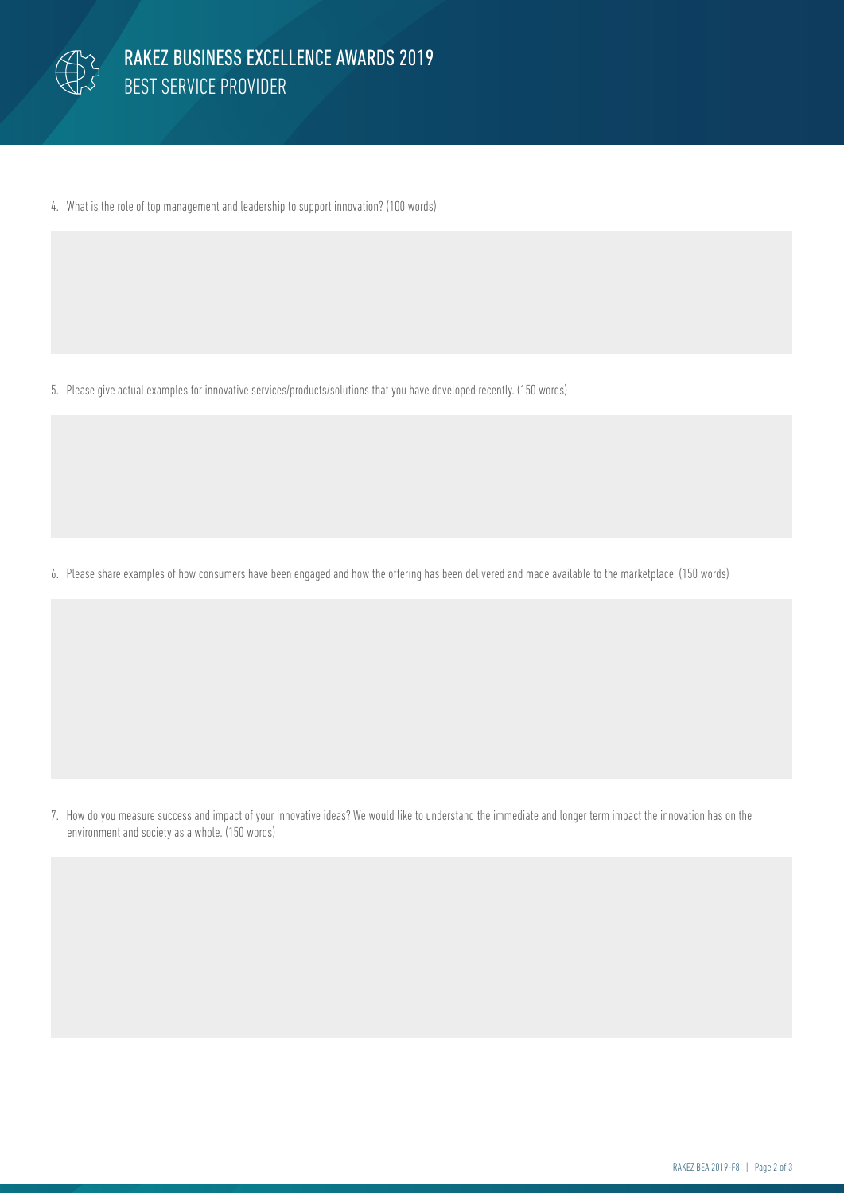4. What is the role of top management and leadership to support innovation? (100 words)

5. Please give actual examples for innovative services/products/solutions that you have developed recently. (150 words)

6. Please share examples of how consumers have been engaged and how the offering has been delivered and made available to the marketplace. (150 words)

7. How do you measure success and impact of your innovative ideas? We would like to understand the immediate and longer term impact the innovation has on the environment and society as a whole. (150 words)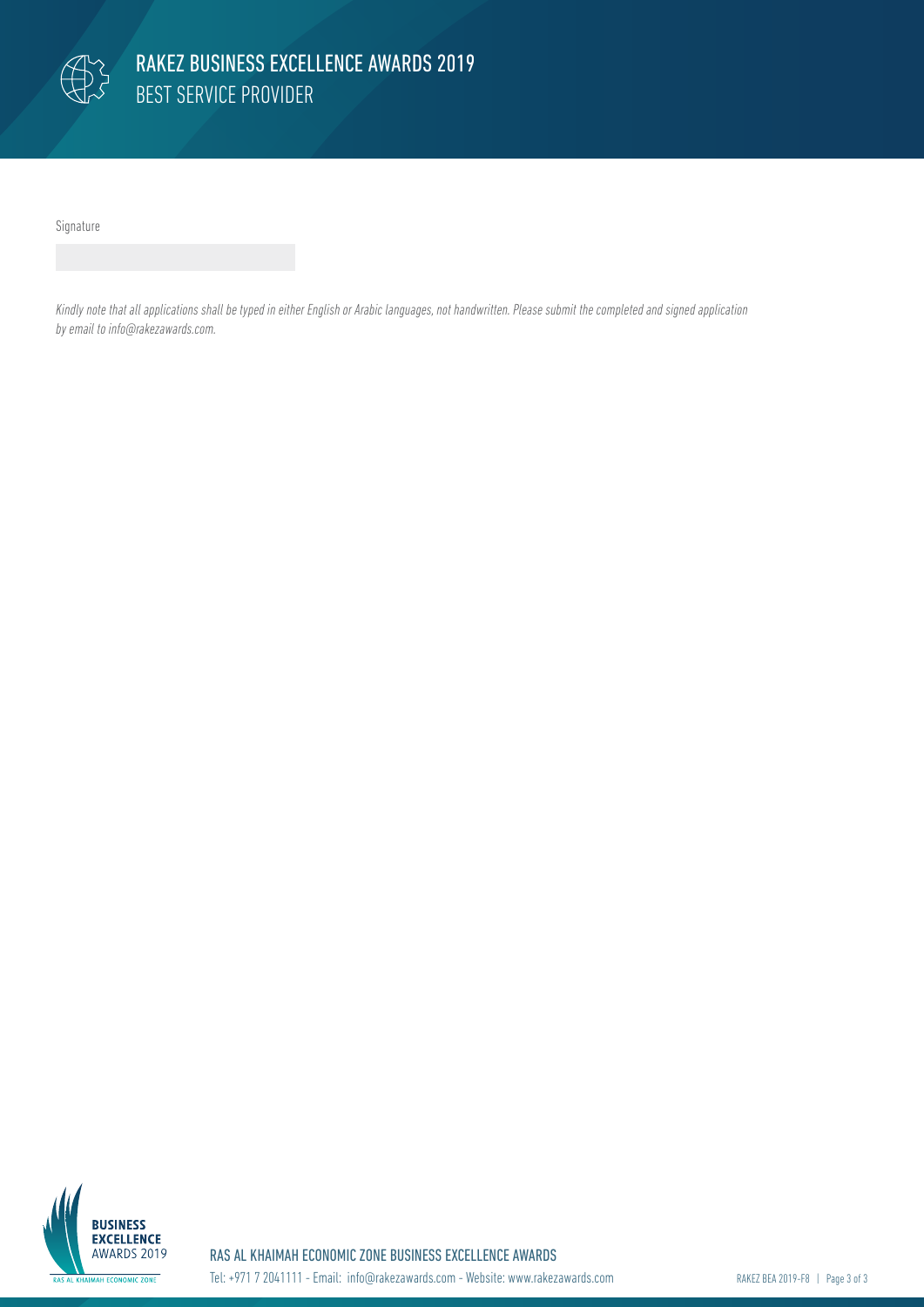Signature

*Kindly note that all applications shall be typed in either English or Arabic languages, not handwritten. Please submit the completed and signed application by email to info@rakezawards.com.*